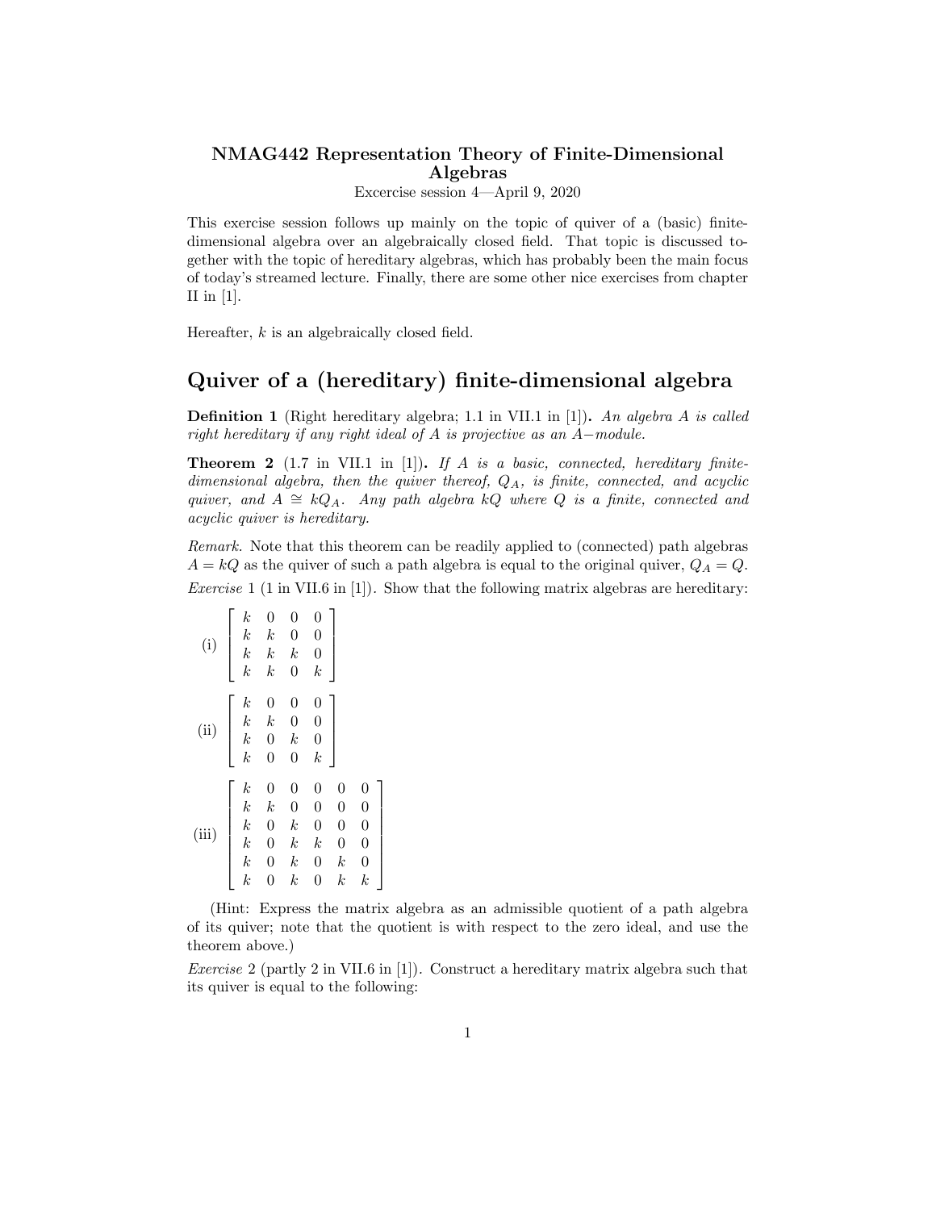**NMAG442 Representation Theory of Finite-Dimensional Algebras**

Excercise session 4—April 9, 2020

This exercise session follows up mainly on the topic of quiver of a (basic) finite-dimensional algebra over an algebraically closed field. That topic is discussed together with the topic of hereditary algebras, which has probably been the main focus of today's streamed lecture. Finally, there are some other nice exercises from chapter II in [1].

Hereafter, $k$ is an algebraically closed field.

# Quiver of a (hereditary) finite-dimensional algebra

**Definition 1** (Right hereditary algebra; 1.1 in VII.1 in [1]). *An algebra $A$ is called right hereditary if any right ideal of $A$ is projective as an $A-$module.*

**Theorem 2** (1.7 in VII.1 in [1]). *If $A$ is a basic, connected, hereditary finite-dimensional algebra, then the quiver thereof, $Q_A$, is finite, connected, and acyclic quiver, and $A \cong kQ_A$. Any path algebra $kQ$ where $Q$ is a finite, connected and acyclic quiver is hereditary.*

*Remark.* Note that this theorem can be readily applied to (connected) path algebras $A = kQ$ as the quiver of such a path algebra is equal to the original quiver, $Q_A = Q$.

*Exercise* 1 (1 in VII.6 in [1]). Show that the following matrix algebras are hereditary:

(i) $\begin{bmatrix} k & 0 & 0 & 0 \\ k & k & 0 & 0 \\ k & k & k & 0 \\ k & k & 0 & k \end{bmatrix}$

(ii) $\begin{bmatrix} k & 0 & 0 & 0 \\ k & k & 0 & 0 \\ k & 0 & k & 0 \\ k & 0 & 0 & k \end{bmatrix}$

(iii) $\begin{bmatrix} k & 0 & 0 & 0 & 0 & 0 \\ k & k & 0 & 0 & 0 & 0 \\ k & 0 & k & 0 & 0 & 0 \\ k & 0 & k & k & 0 & 0 \\ k & 0 & k & 0 & k & 0 \\ k & 0 & k & 0 & k & k \end{bmatrix}$

(Hint: Express the matrix algebra as an admissible quotient of a path algebra of its quiver; note that the quotient is with respect to the zero ideal, and use the theorem above.)

*Exercise* 2 (partly 2 in VII.6 in [1]). Construct a hereditary matrix algebra such that its quiver is equal to the following: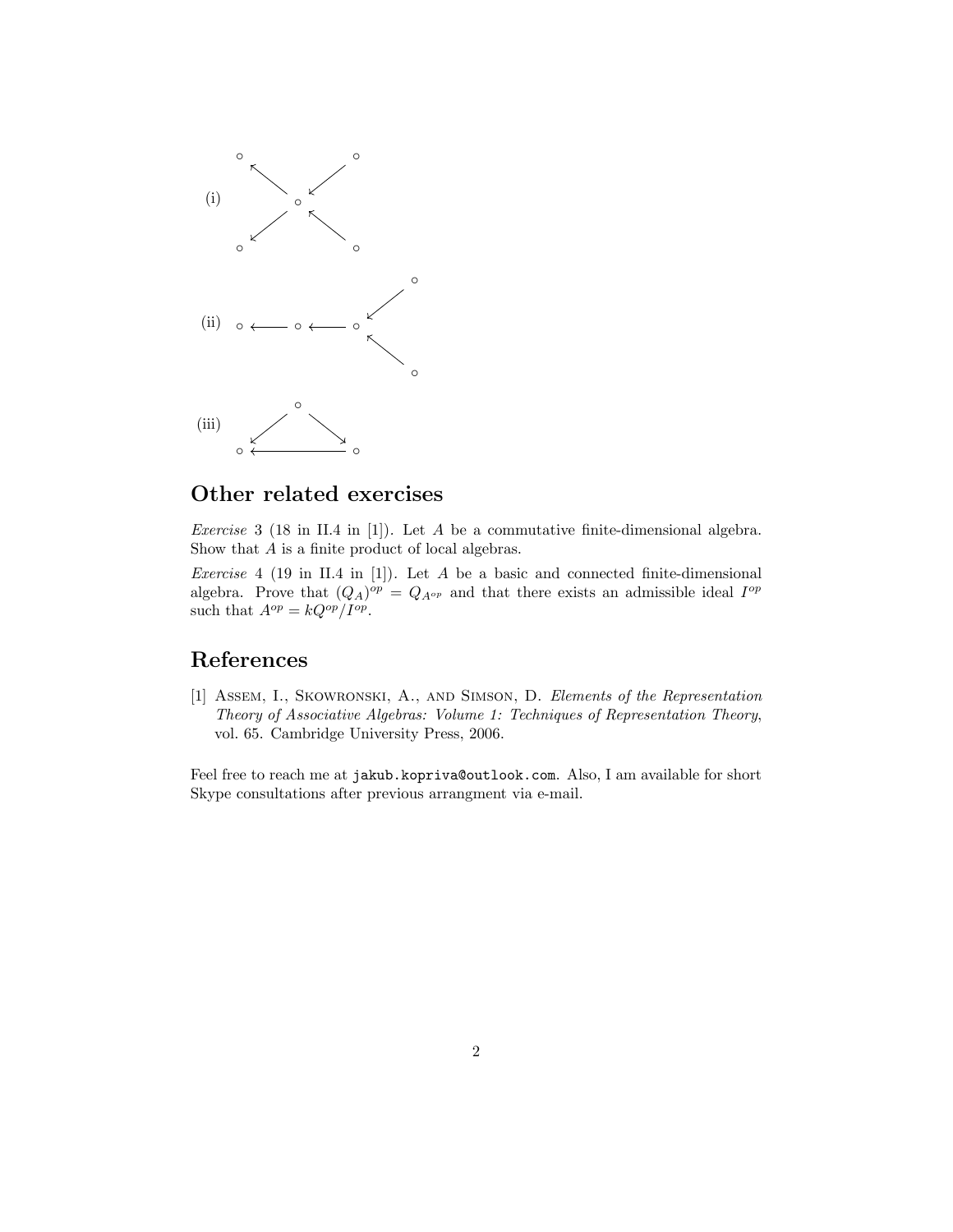(i)

(ii)

(iii)

## Other related exercises

*Exercise* 3 (18 in II.4 in [1]). Let $A$ be a commutative finite-dimensional algebra. Show that $A$ is a finite product of local algebras.

*Exercise* 4 (19 in II.4 in [1]). Let $A$ be a basic and connected finite-dimensional algebra. Prove that $(Q_A)^{op} = Q_{A^{op}}$ and that there exists an admissible ideal $I^{op}$ such that $A^{op} = kQ^{op}/I^{op}$.

## References

[1] Assem, I., Skowronski, A., and Simson, D. *Elements of the Representation Theory of Associative Algebras: Volume 1: Techniques of Representation Theory*, vol. 65. Cambridge University Press, 2006.

Feel free to reach me at `jakub.kopriva@outlook.com`. Also, I am available for short Skype consultations after previous arrangment via e-mail.